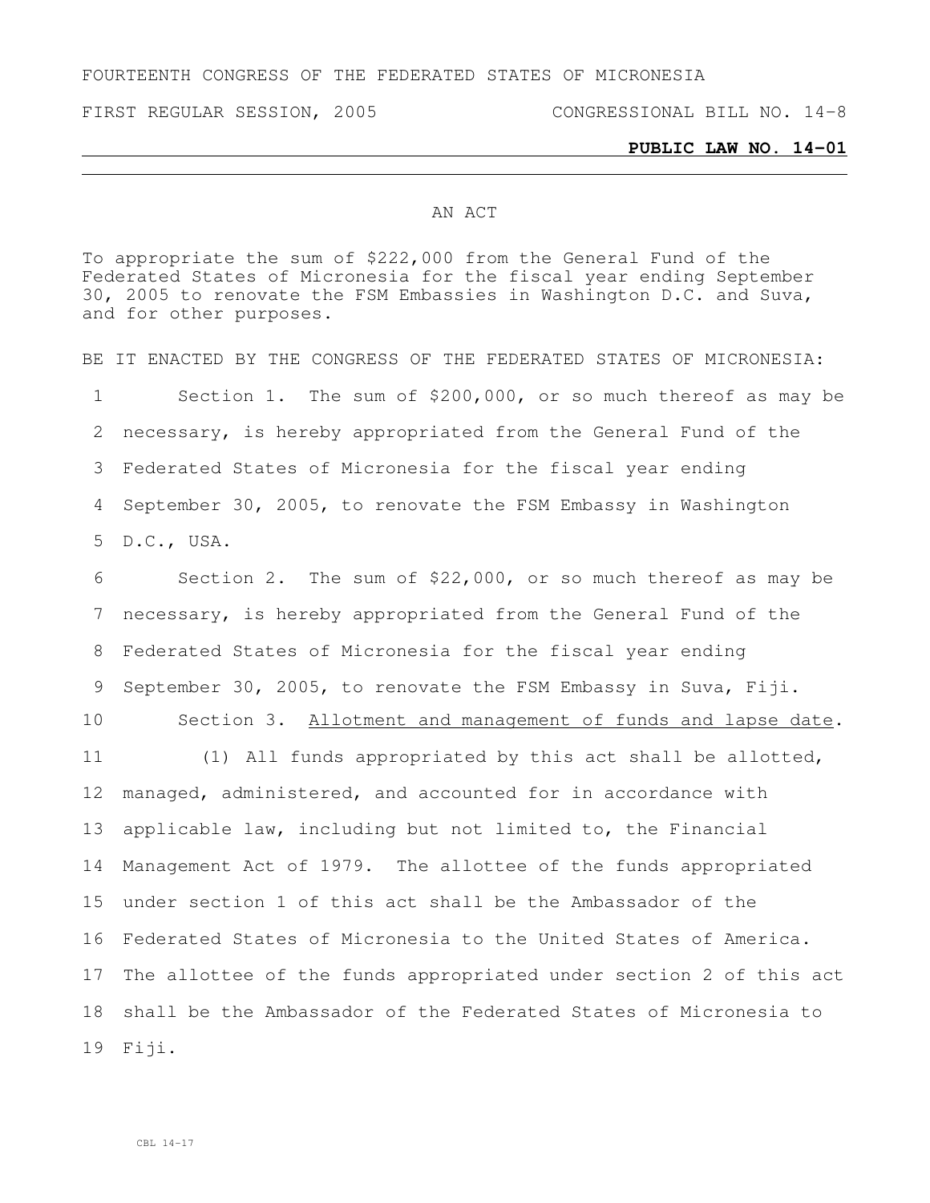FOURTEENTH CONGRESS OF THE FEDERATED STATES OF MICRONESIA

FIRST REGULAR SESSION, 2005 CONGRESSIONAL BILL NO. 14-8

**PUBLIC LAW NO. 14-01**

AN ACT

To appropriate the sum of $222,000 from the General Fund of the Federated States of Micronesia for the fiscal year ending September 30, 2005 to renovate the FSM Embassies in Washington D.C. and Suva, and for other purposes.

BE IT ENACTED BY THE CONGRESS OF THE FEDERATED STATES OF MICRONESIA:

1 Section 1. The sum of $200,000, or so much thereof as may be
2 necessary, is hereby appropriated from the General Fund of the
3 Federated States of Micronesia for the fiscal year ending
4 September 30, 2005, to renovate the FSM Embassy in Washington
5 D.C., USA.

6 Section 2. The sum of $22,000, or so much thereof as may be
7 necessary, is hereby appropriated from the General Fund of the
8 Federated States of Micronesia for the fiscal year ending
9 September 30, 2005, to renovate the FSM Embassy in Suva, Fiji.

10 Section 3. Allotment and management of funds and lapse date.

11 (1) All funds appropriated by this act shall be allotted,
12 managed, administered, and accounted for in accordance with
13 applicable law, including but not limited to, the Financial
14 Management Act of 1979. The allottee of the funds appropriated
15 under section 1 of this act shall be the Ambassador of the
16 Federated States of Micronesia to the United States of America.
17 The allottee of the funds appropriated under section 2 of this act
18 shall be the Ambassador of the Federated States of Micronesia to
19 Fiji.

CBL 14-17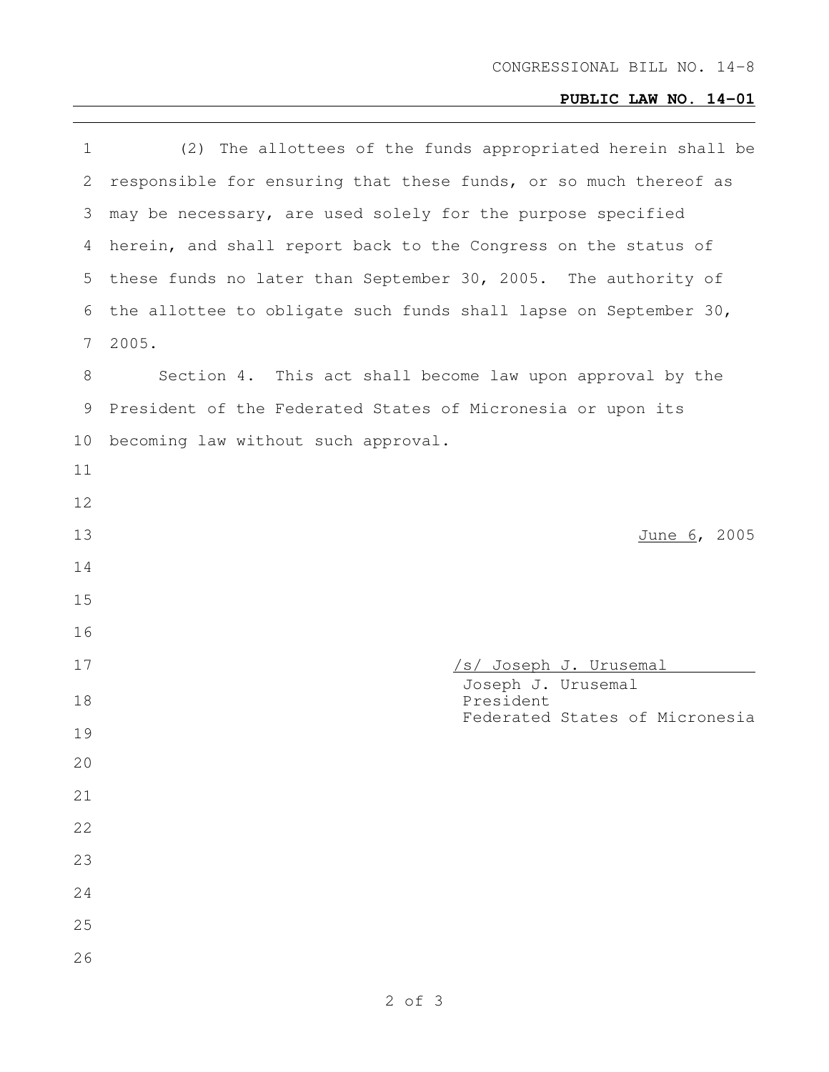(2) The allottees of the funds appropriated herein shall be responsible for ensuring that these funds, or so much thereof as may be necessary, are used solely for the purpose specified herein, and shall report back to the Congress on the status of these funds no later than September 30, 2005. The authority of the allottee to obligate such funds shall lapse on September 30, 2005.

Section 4. This act shall become law upon approval by the President of the Federated States of Micronesia or upon its becoming law without such approval.

June 6, 2005

/s/ Joseph J. Urusemal

Joseph J. Urusemal
President
Federated States of Micronesia